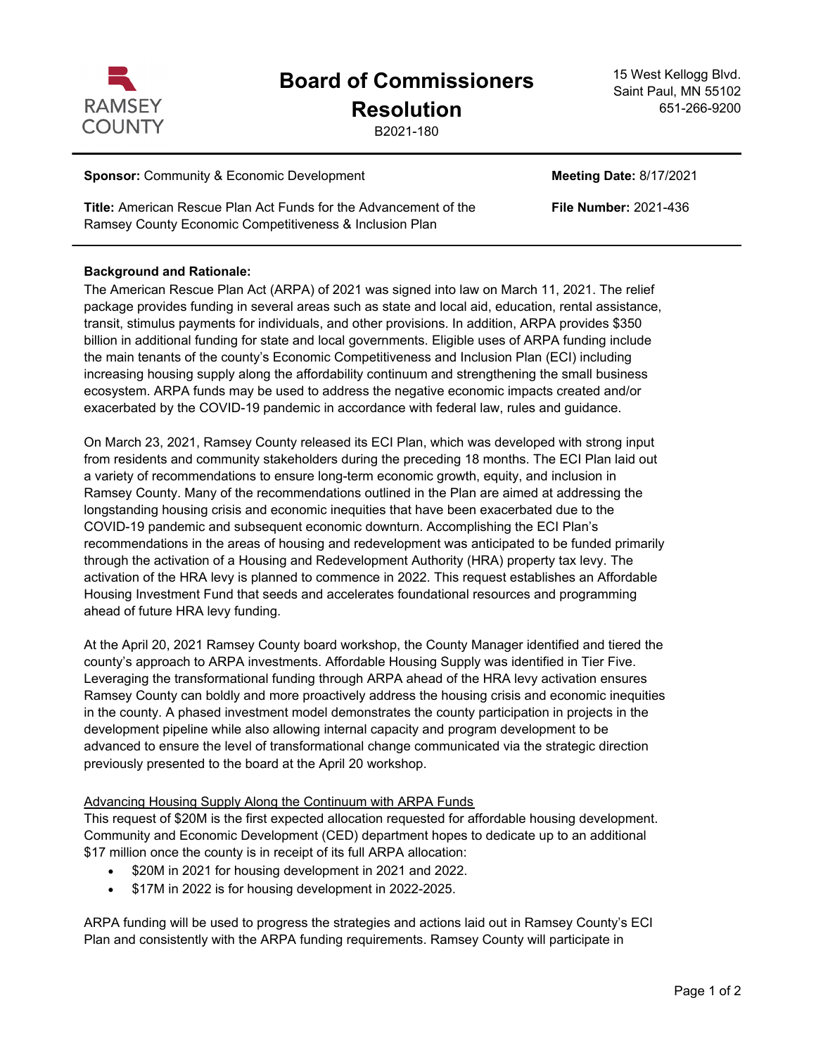RAMSEY COUNTY

# Board of Commissioners Resolution

B2021-180

15 West Kellogg Blvd.
Saint Paul, MN 55102
651-266-9200

**Sponsor:** Community & Economic Development

**Meeting Date:** 8/17/2021

**Title:** American Rescue Plan Act Funds for the Advancement of the Ramsey County Economic Competitiveness & Inclusion Plan

**File Number:** 2021-436

**Background and Rationale:**

The American Rescue Plan Act (ARPA) of 2021 was signed into law on March 11, 2021. The relief package provides funding in several areas such as state and local aid, education, rental assistance, transit, stimulus payments for individuals, and other provisions. In addition, ARPA provides $350 billion in additional funding for state and local governments. Eligible uses of ARPA funding include the main tenants of the county's Economic Competitiveness and Inclusion Plan (ECI) including increasing housing supply along the affordability continuum and strengthening the small business ecosystem. ARPA funds may be used to address the negative economic impacts created and/or exacerbated by the COVID-19 pandemic in accordance with federal law, rules and guidance.

On March 23, 2021, Ramsey County released its ECI Plan, which was developed with strong input from residents and community stakeholders during the preceding 18 months. The ECI Plan laid out a variety of recommendations to ensure long-term economic growth, equity, and inclusion in Ramsey County. Many of the recommendations outlined in the Plan are aimed at addressing the longstanding housing crisis and economic inequities that have been exacerbated due to the COVID-19 pandemic and subsequent economic downturn. Accomplishing the ECI Plan's recommendations in the areas of housing and redevelopment was anticipated to be funded primarily through the activation of a Housing and Redevelopment Authority (HRA) property tax levy. The activation of the HRA levy is planned to commence in 2022. This request establishes an Affordable Housing Investment Fund that seeds and accelerates foundational resources and programming ahead of future HRA levy funding.

At the April 20, 2021 Ramsey County board workshop, the County Manager identified and tiered the county's approach to ARPA investments. Affordable Housing Supply was identified in Tier Five. Leveraging the transformational funding through ARPA ahead of the HRA levy activation ensures Ramsey County can boldly and more proactively address the housing crisis and economic inequities in the county. A phased investment model demonstrates the county participation in projects in the development pipeline while also allowing internal capacity and program development to be advanced to ensure the level of transformational change communicated via the strategic direction previously presented to the board at the April 20 workshop.

<u>Advancing Housing Supply Along the Continuum with ARPA Funds</u>

This request of $20M is the first expected allocation requested for affordable housing development. Community and Economic Development (CED) department hopes to dedicate up to an additional $17 million once the county is in receipt of its full ARPA allocation:

- $20M in 2021 for housing development in 2021 and 2022.
- $17M in 2022 is for housing development in 2022-2025.

ARPA funding will be used to progress the strategies and actions laid out in Ramsey County's ECI Plan and consistently with the ARPA funding requirements. Ramsey County will participate in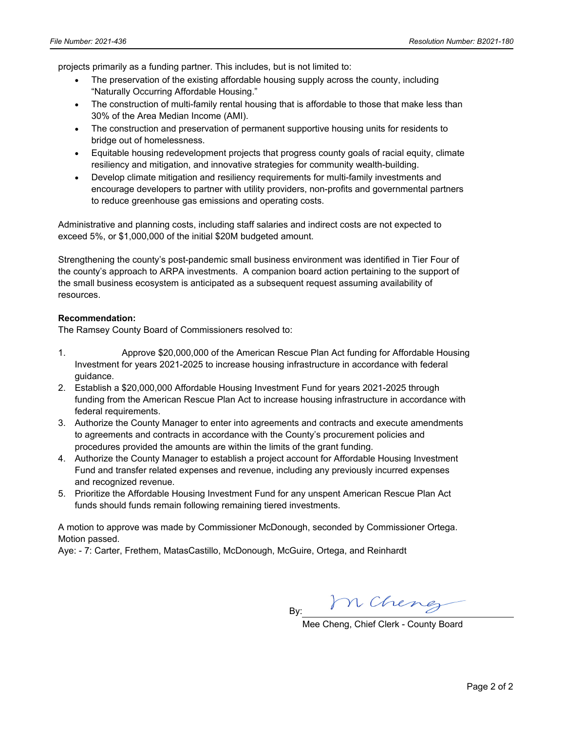projects primarily as a funding partner. This includes, but is not limited to:

- The preservation of the existing affordable housing supply across the county, including "Naturally Occurring Affordable Housing."
- The construction of multi-family rental housing that is affordable to those that make less than 30% of the Area Median Income (AMI).
- The construction and preservation of permanent supportive housing units for residents to bridge out of homelessness.
- Equitable housing redevelopment projects that progress county goals of racial equity, climate resiliency and mitigation, and innovative strategies for community wealth-building.
- Develop climate mitigation and resiliency requirements for multi-family investments and encourage developers to partner with utility providers, non-profits and governmental partners to reduce greenhouse gas emissions and operating costs.

Administrative and planning costs, including staff salaries and indirect costs are not expected to exceed 5%, or $1,000,000 of the initial $20M budgeted amount.

Strengthening the county's post-pandemic small business environment was identified in Tier Four of the county's approach to ARPA investments. A companion board action pertaining to the support of the small business ecosystem is anticipated as a subsequent request assuming availability of resources.

**Recommendation:**

The Ramsey County Board of Commissioners resolved to:

1. Approve $20,000,000 of the American Rescue Plan Act funding for Affordable Housing Investment for years 2021-2025 to increase housing infrastructure in accordance with federal guidance.
2. Establish a $20,000,000 Affordable Housing Investment Fund for years 2021-2025 through funding from the American Rescue Plan Act to increase housing infrastructure in accordance with federal requirements.
3. Authorize the County Manager to enter into agreements and contracts and execute amendments to agreements and contracts in accordance with the County's procurement policies and procedures provided the amounts are within the limits of the grant funding.
4. Authorize the County Manager to establish a project account for Affordable Housing Investment Fund and transfer related expenses and revenue, including any previously incurred expenses and recognized revenue.
5. Prioritize the Affordable Housing Investment Fund for any unspent American Rescue Plan Act funds should funds remain following remaining tiered investments.

A motion to approve was made by Commissioner McDonough, seconded by Commissioner Ortega. Motion passed.

Aye: - 7: Carter, Frethem, MatasCastillo, McDonough, McGuire, Ortega, and Reinhardt

By: M Cheng

Mee Cheng, Chief Clerk - County Board